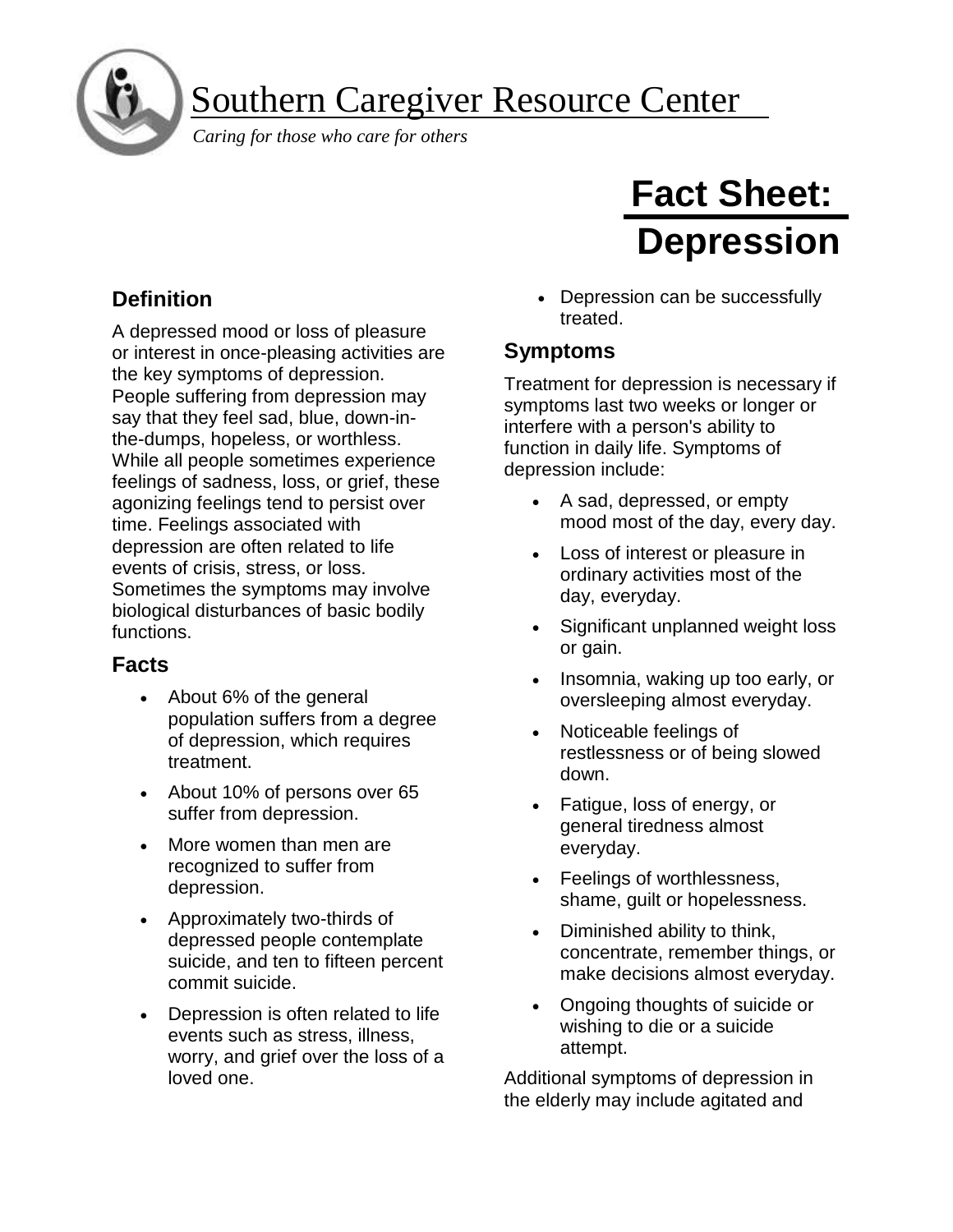# Southern Caregiver Resource Center

*Caring for those who care for others*

# Fact Sheet: Depression

## Definition

A depressed mood or loss of pleasure or interest in once-pleasing activities are the key symptoms of depression. People suffering from depression may say that they feel sad, blue, down-in-the-dumps, hopeless, or worthless. While all people sometimes experience feelings of sadness, loss, or grief, these agonizing feelings tend to persist over time. Feelings associated with depression are often related to life events of crisis, stress, or loss. Sometimes the symptoms may involve biological disturbances of basic bodily functions.

## Facts

- About 6% of the general population suffers from a degree of depression, which requires treatment.
- About 10% of persons over 65 suffer from depression.
- More women than men are recognized to suffer from depression.
- Approximately two-thirds of depressed people contemplate suicide, and ten to fifteen percent commit suicide.
- Depression is often related to life events such as stress, illness, worry, and grief over the loss of a loved one.
- Depression can be successfully treated.

## Symptoms

Treatment for depression is necessary if symptoms last two weeks or longer or interfere with a person's ability to function in daily life. Symptoms of depression include:

- A sad, depressed, or empty mood most of the day, every day.
- Loss of interest or pleasure in ordinary activities most of the day, everyday.
- Significant unplanned weight loss or gain.
- Insomnia, waking up too early, or oversleeping almost everyday.
- Noticeable feelings of restlessness or of being slowed down.
- Fatigue, loss of energy, or general tiredness almost everyday.
- Feelings of worthlessness, shame, guilt or hopelessness.
- Diminished ability to think, concentrate, remember things, or make decisions almost everyday.
- Ongoing thoughts of suicide or wishing to die or a suicide attempt.

Additional symptoms of depression in the elderly may include agitated and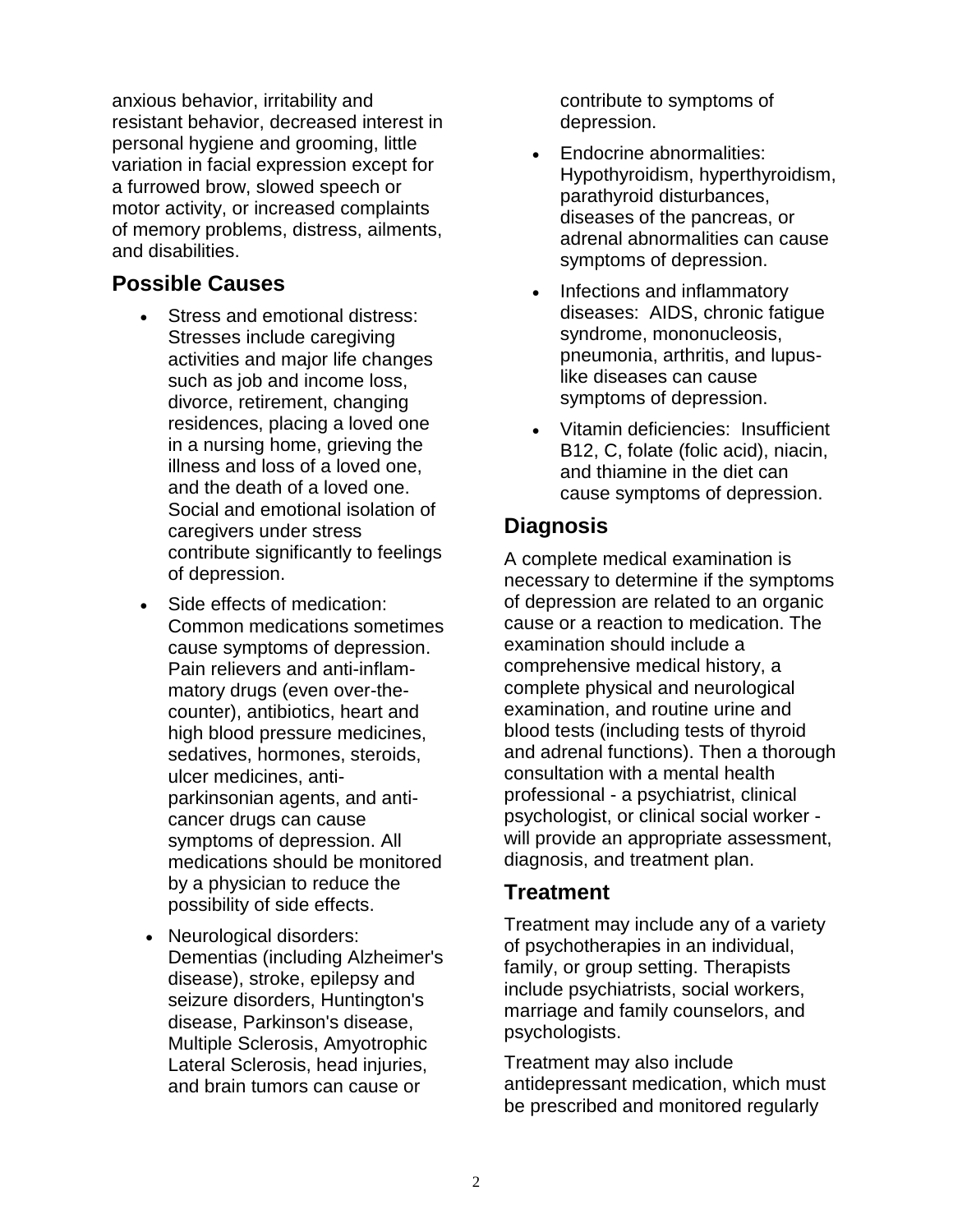anxious behavior, irritability and resistant behavior, decreased interest in personal hygiene and grooming, little variation in facial expression except for a furrowed brow, slowed speech or motor activity, or increased complaints of memory problems, distress, ailments, and disabilities.

## Possible Causes

- Stress and emotional distress: Stresses include caregiving activities and major life changes such as job and income loss, divorce, retirement, changing residences, placing a loved one in a nursing home, grieving the illness and loss of a loved one, and the death of a loved one. Social and emotional isolation of caregivers under stress contribute significantly to feelings of depression.
- Side effects of medication: Common medications sometimes cause symptoms of depression. Pain relievers and anti-inflammatory drugs (even over-the-counter), antibiotics, heart and high blood pressure medicines, sedatives, hormones, steroids, ulcer medicines, anti-parkinsonian agents, and anti-cancer drugs can cause symptoms of depression. All medications should be monitored by a physician to reduce the possibility of side effects.
- Neurological disorders: Dementias (including Alzheimer's disease), stroke, epilepsy and seizure disorders, Huntington's disease, Parkinson's disease, Multiple Sclerosis, Amyotrophic Lateral Sclerosis, head injuries, and brain tumors can cause or contribute to symptoms of depression.
- Endocrine abnormalities: Hypothyroidism, hyperthyroidism, parathyroid disturbances, diseases of the pancreas, or adrenal abnormalities can cause symptoms of depression.
- Infections and inflammatory diseases: AIDS, chronic fatigue syndrome, mononucleosis, pneumonia, arthritis, and lupus-like diseases can cause symptoms of depression.
- Vitamin deficiencies: Insufficient B12, C, folate (folic acid), niacin, and thiamine in the diet can cause symptoms of depression.

## Diagnosis

A complete medical examination is necessary to determine if the symptoms of depression are related to an organic cause or a reaction to medication. The examination should include a comprehensive medical history, a complete physical and neurological examination, and routine urine and blood tests (including tests of thyroid and adrenal functions). Then a thorough consultation with a mental health professional - a psychiatrist, clinical psychologist, or clinical social worker - will provide an appropriate assessment, diagnosis, and treatment plan.

## Treatment

Treatment may include any of a variety of psychotherapies in an individual, family, or group setting. Therapists include psychiatrists, social workers, marriage and family counselors, and psychologists.

Treatment may also include antidepressant medication, which must be prescribed and monitored regularly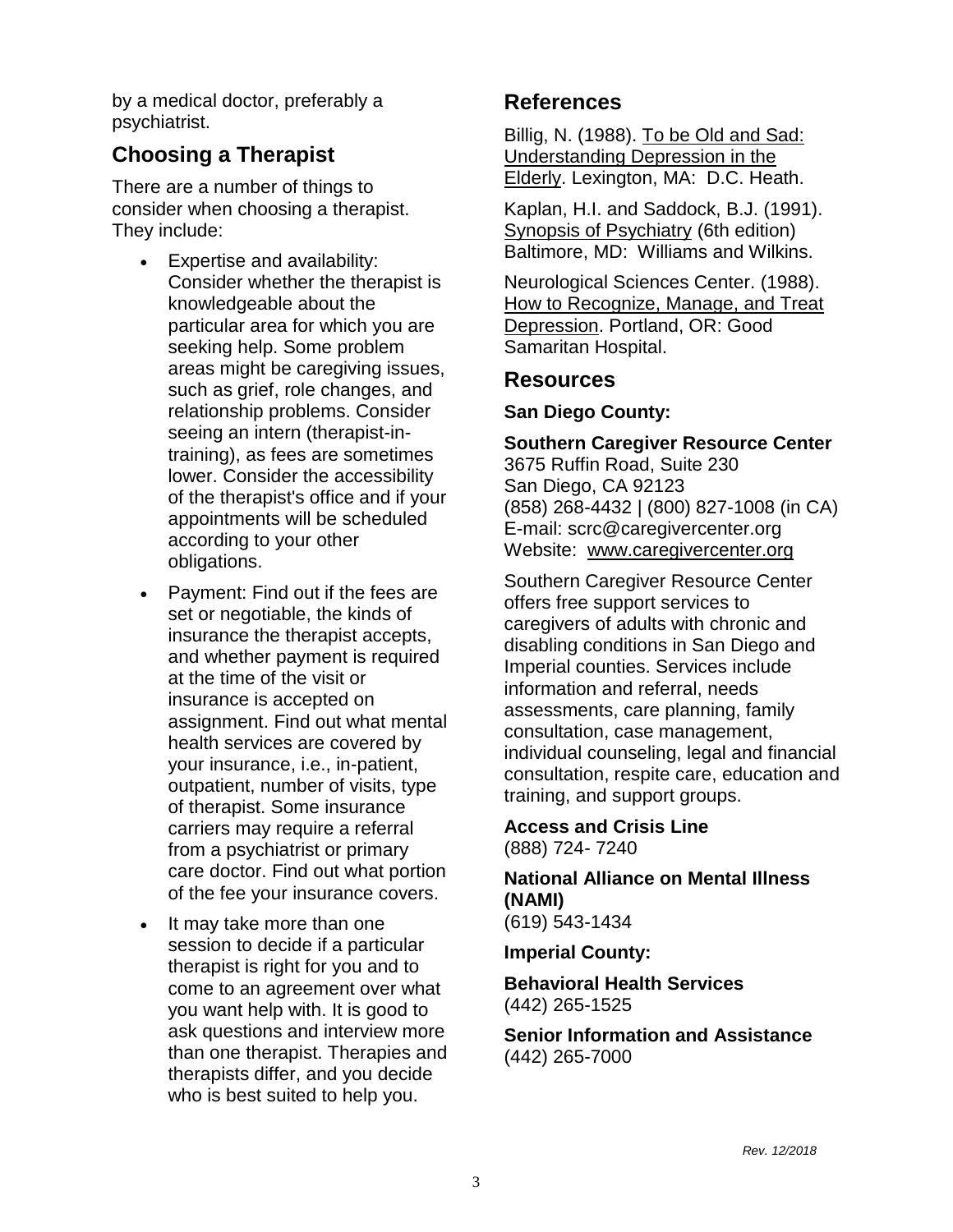by a medical doctor, preferably a psychiatrist.

## Choosing a Therapist

There are a number of things to consider when choosing a therapist. They include:

- Expertise and availability: Consider whether the therapist is knowledgeable about the particular area for which you are seeking help. Some problem areas might be caregiving issues, such as grief, role changes, and relationship problems. Consider seeing an intern (therapist-in-training), as fees are sometimes lower. Consider the accessibility of the therapist's office and if your appointments will be scheduled according to your other obligations.
- Payment: Find out if the fees are set or negotiable, the kinds of insurance the therapist accepts, and whether payment is required at the time of the visit or insurance is accepted on assignment. Find out what mental health services are covered by your insurance, i.e., in-patient, outpatient, number of visits, type of therapist. Some insurance carriers may require a referral from a psychiatrist or primary care doctor. Find out what portion of the fee your insurance covers.
- It may take more than one session to decide if a particular therapist is right for you and to come to an agreement over what you want help with. It is good to ask questions and interview more than one therapist. Therapies and therapists differ, and you decide who is best suited to help you.

## References

Billig, N. (1988). To be Old and Sad: Understanding Depression in the Elderly. Lexington, MA: D.C. Heath.

Kaplan, H.I. and Saddock, B.J. (1991). Synopsis of Psychiatry (6th edition) Baltimore, MD: Williams and Wilkins.

Neurological Sciences Center. (1988). How to Recognize, Manage, and Treat Depression. Portland, OR: Good Samaritan Hospital.

## Resources

**San Diego County:**

**Southern Caregiver Resource Center**
3675 Ruffin Road, Suite 230
San Diego, CA 92123
(858) 268-4432 | (800) 827-1008 (in CA)
E-mail: scrc@caregivercenter.org
Website: www.caregivercenter.org

Southern Caregiver Resource Center offers free support services to caregivers of adults with chronic and disabling conditions in San Diego and Imperial counties. Services include information and referral, needs assessments, care planning, family consultation, case management, individual counseling, legal and financial consultation, respite care, education and training, and support groups.

**Access and Crisis Line**
(888) 724- 7240

**National Alliance on Mental Illness (NAMI)**
(619) 543-1434

**Imperial County:**

**Behavioral Health Services**
(442) 265-1525

**Senior Information and Assistance**
(442) 265-7000

*Rev. 12/2018*